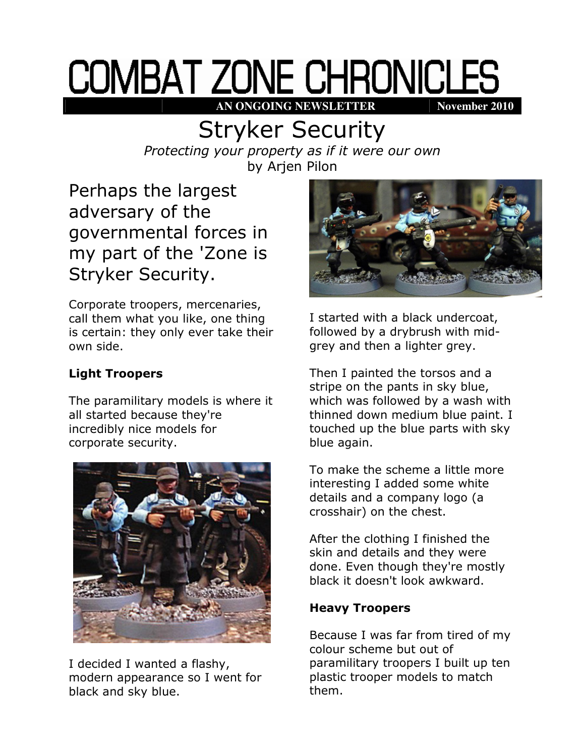# COMBAT ZONE CHRONICLES

**AN ONGOING NEWSLETTER** | **November 2010**

## Stryker Security

*Protecting your property as if it were our own*

by Arjen Pilon

Perhaps the largest adversary of the governmental forces in my part of the 'Zone is Stryker Security.

Corporate troopers, mercenaries, call them what you like, one thing is certain: they only ever take their own side.

**Light Troopers**

The paramilitary models is where it all started because they're incredibly nice models for corporate security.

I decided I wanted a flashy, modern appearance so I went for black and sky blue.

I started with a black undercoat, followed by a drybrush with mid-grey and then a lighter grey.

Then I painted the torsos and a stripe on the pants in sky blue, which was followed by a wash with thinned down medium blue paint. I touched up the blue parts with sky blue again.

To make the scheme a little more interesting I added some white details and a company logo (a crosshair) on the chest.

After the clothing I finished the skin and details and they were done. Even though they're mostly black it doesn't look awkward.

**Heavy Troopers**

Because I was far from tired of my colour scheme but out of paramilitary troopers I built up ten plastic trooper models to match them.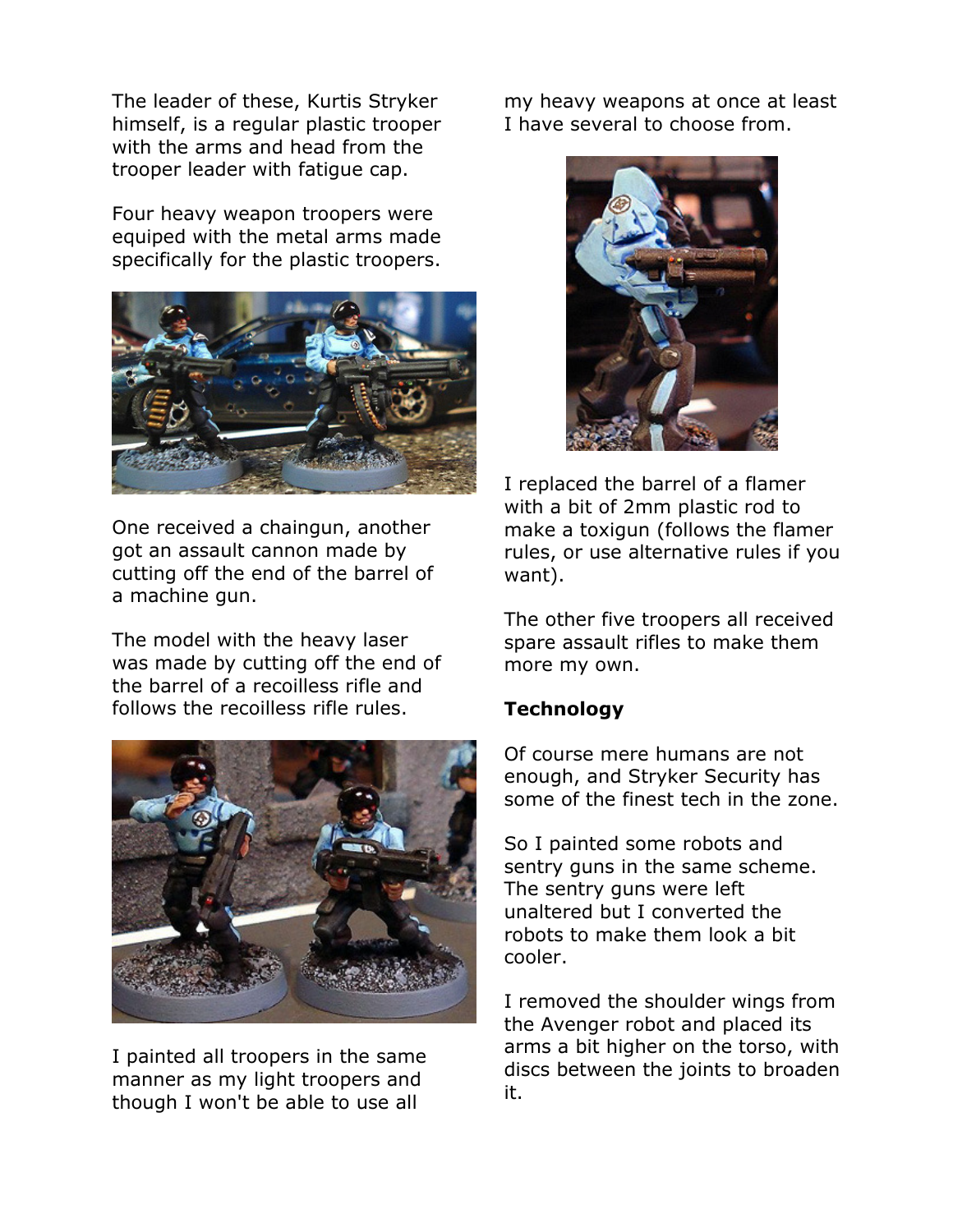The leader of these, Kurtis Stryker himself, is a regular plastic trooper with the arms and head from the trooper leader with fatigue cap.

Four heavy weapon troopers were equiped with the metal arms made specifically for the plastic troopers.

One received a chaingun, another got an assault cannon made by cutting off the end of the barrel of a machine gun.

The model with the heavy laser was made by cutting off the end of the barrel of a recoilless rifle and follows the recoilless rifle rules.

I painted all troopers in the same manner as my light troopers and though I won't be able to use all my heavy weapons at once at least I have several to choose from.

I replaced the barrel of a flamer with a bit of 2mm plastic rod to make a toxigun (follows the flamer rules, or use alternative rules if you want).

The other five troopers all received spare assault rifles to make them more my own.

**Technology**

Of course mere humans are not enough, and Stryker Security has some of the finest tech in the zone.

So I painted some robots and sentry guns in the same scheme. The sentry guns were left unaltered but I converted the robots to make them look a bit cooler.

I removed the shoulder wings from the Avenger robot and placed its arms a bit higher on the torso, with discs between the joints to broaden it.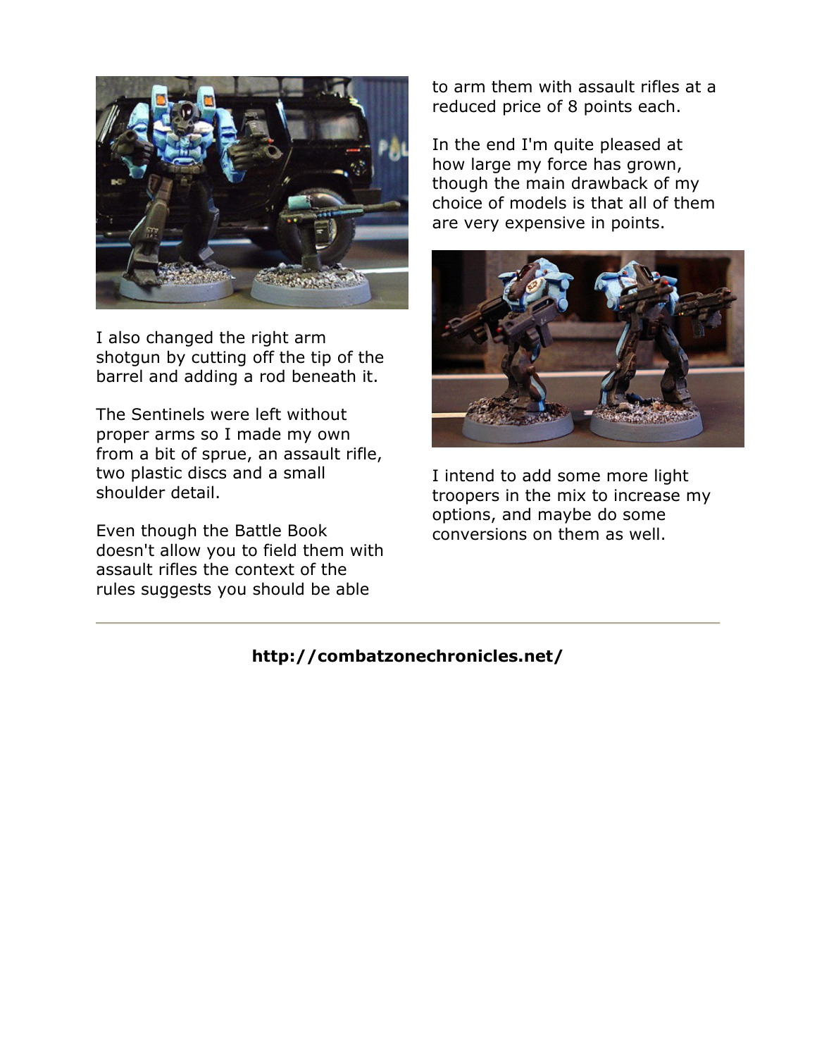I also changed the right arm shotgun by cutting off the tip of the barrel and adding a rod beneath it.

The Sentinels were left without proper arms so I made my own from a bit of sprue, an assault rifle, two plastic discs and a small shoulder detail.

Even though the Battle Book doesn't allow you to field them with assault rifles the context of the rules suggests you should be able to arm them with assault rifles at a reduced price of 8 points each.

In the end I'm quite pleased at how large my force has grown, though the main drawback of my choice of models is that all of them are very expensive in points.

I intend to add some more light troopers in the mix to increase my options, and maybe do some conversions on them as well.

---

**http://combatzonechronicles.net/**